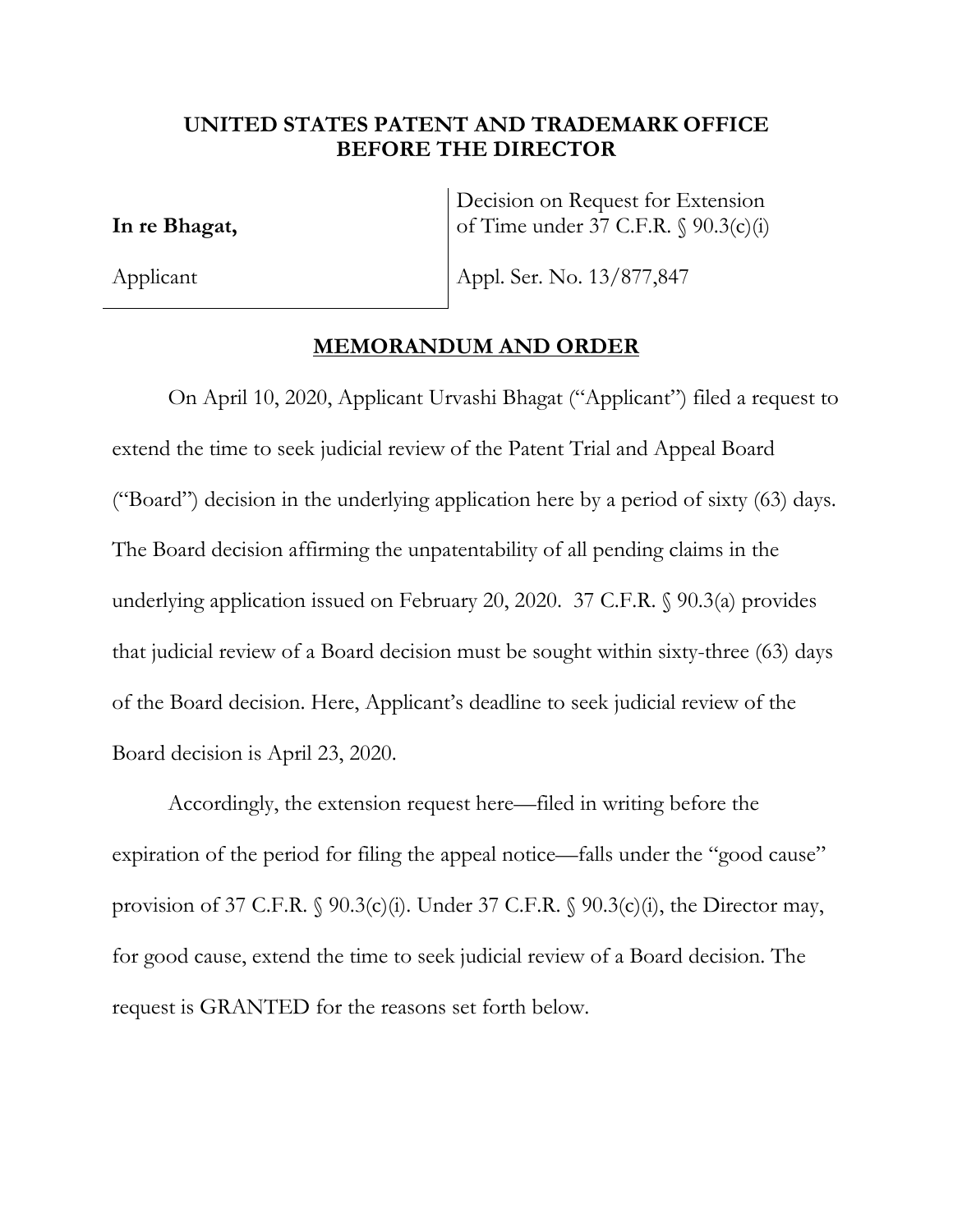**UNITED STATES PATENT AND TRADEMARK OFFICE**
**BEFORE THE DIRECTOR**

| | |
|---|---|
| **In re Bhagat,** | Decision on Request for Extension of Time under 37 C.F.R. § 90.3(c)(i) |
| Applicant | Appl. Ser. No. 13/877,847 |

## MEMORANDUM AND ORDER

On April 10, 2020, Applicant Urvashi Bhagat ("Applicant") filed a request to extend the time to seek judicial review of the Patent Trial and Appeal Board ("Board") decision in the underlying application here by a period of sixty (63) days. The Board decision affirming the unpatentability of all pending claims in the underlying application issued on February 20, 2020. 37 C.F.R. § 90.3(a) provides that judicial review of a Board decision must be sought within sixty-three (63) days of the Board decision. Here, Applicant's deadline to seek judicial review of the Board decision is April 23, 2020.

Accordingly, the extension request here—filed in writing before the expiration of the period for filing the appeal notice—falls under the "good cause" provision of 37 C.F.R. § 90.3(c)(i). Under 37 C.F.R. § 90.3(c)(i), the Director may, for good cause, extend the time to seek judicial review of a Board decision. The request is GRANTED for the reasons set forth below.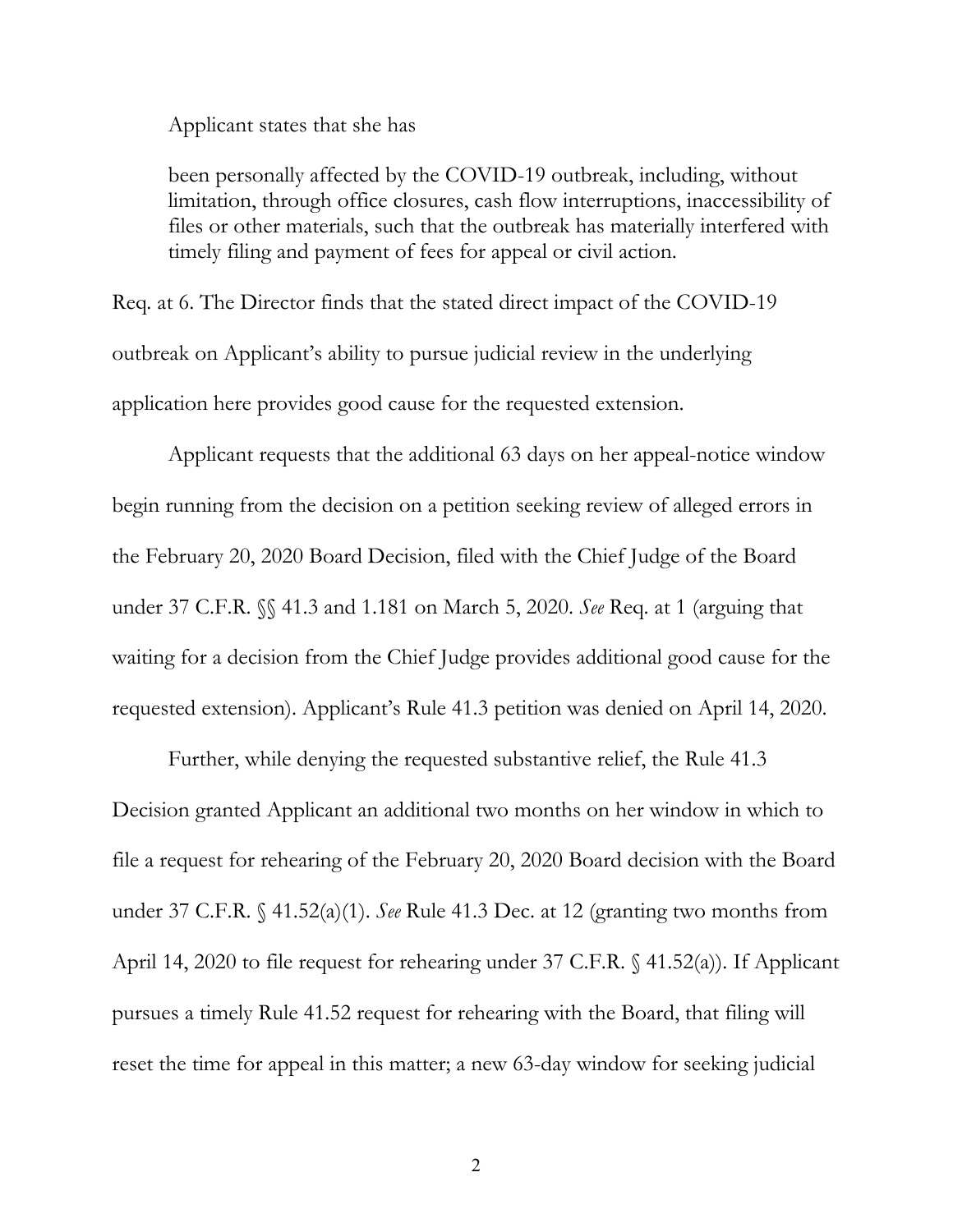Applicant states that she has

> been personally affected by the COVID-19 outbreak, including, without limitation, through office closures, cash flow interruptions, inaccessibility of files or other materials, such that the outbreak has materially interfered with timely filing and payment of fees for appeal or civil action.

Req. at 6. The Director finds that the stated direct impact of the COVID-19 outbreak on Applicant's ability to pursue judicial review in the underlying application here provides good cause for the requested extension.

Applicant requests that the additional 63 days on her appeal-notice window begin running from the decision on a petition seeking review of alleged errors in the February 20, 2020 Board Decision, filed with the Chief Judge of the Board under 37 C.F.R. §§ 41.3 and 1.181 on March 5, 2020. *See* Req. at 1 (arguing that waiting for a decision from the Chief Judge provides additional good cause for the requested extension). Applicant's Rule 41.3 petition was denied on April 14, 2020.

Further, while denying the requested substantive relief, the Rule 41.3 Decision granted Applicant an additional two months on her window in which to file a request for rehearing of the February 20, 2020 Board decision with the Board under 37 C.F.R. § 41.52(a)(1). *See* Rule 41.3 Dec. at 12 (granting two months from April 14, 2020 to file request for rehearing under 37 C.F.R. § 41.52(a)). If Applicant pursues a timely Rule 41.52 request for rehearing with the Board, that filing will reset the time for appeal in this matter; a new 63-day window for seeking judicial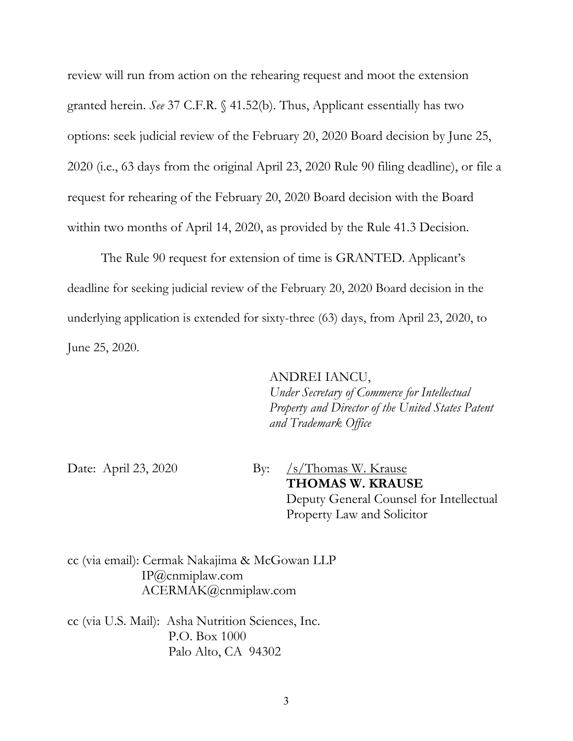review will run from action on the rehearing request and moot the extension granted herein. *See* 37 C.F.R. § 41.52(b). Thus, Applicant essentially has two options: seek judicial review of the February 20, 2020 Board decision by June 25, 2020 (i.e., 63 days from the original April 23, 2020 Rule 90 filing deadline), or file a request for rehearing of the February 20, 2020 Board decision with the Board within two months of April 14, 2020, as provided by the Rule 41.3 Decision.

The Rule 90 request for extension of time is GRANTED. Applicant's deadline for seeking judicial review of the February 20, 2020 Board decision in the underlying application is extended for sixty-three (63) days, from April 23, 2020, to June 25, 2020.

ANDREI IANCU,
*Under Secretary of Commerce for Intellectual Property and Director of the United States Patent and Trademark Office*

Date: April 23, 2020

By: /s/Thomas W. Krause
**THOMAS W. KRAUSE**
Deputy General Counsel for Intellectual Property Law and Solicitor

cc (via email): Cermak Nakajima & McGowan LLP
IP@cnmiplaw.com
ACERMAK@cnmiplaw.com

cc (via U.S. Mail): Asha Nutrition Sciences, Inc.
P.O. Box 1000
Palo Alto, CA 94302